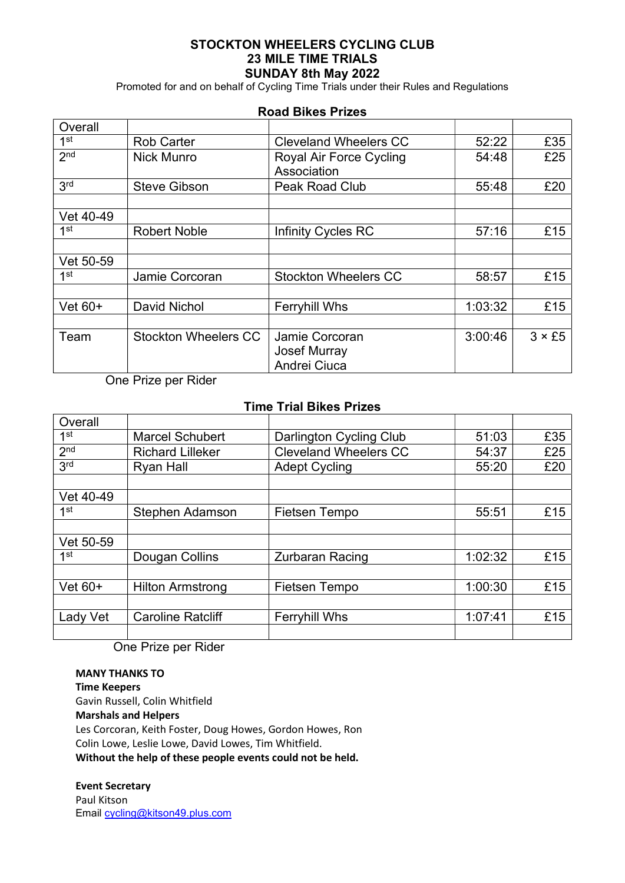# STOCKTON WHEELERS CYCLING CLUB
## 23 MILE TIME TRIALS
## SUNDAY 8th May 2022

Promoted for and on behalf of Cycling Time Trials under their Rules and Regulations

### Road Bikes Prizes

| Overall | | | | |
|---|---|---|---|---|
| 1st | Rob Carter | Cleveland Wheelers CC | 52:22 | £35 |
| 2nd | Nick Munro | Royal Air Force Cycling Association | 54:48 | £25 |
| 3rd | Steve Gibson | Peak Road Club | 55:48 | £20 |
| | | | | |
| Vet 40-49 | | | | |
| 1st | Robert Noble | Infinity Cycles RC | 57:16 | £15 |
| | | | | |
| Vet 50-59 | | | | |
| 1st | Jamie Corcoran | Stockton Wheelers CC | 58:57 | £15 |
| | | | | |
| Vet 60+ | David Nichol | Ferryhill Whs | 1:03:32 | £15 |
| | | | | |
| Team | Stockton Wheelers CC | Jamie Corcoran<br>Josef Murray<br>Andrei Ciuca | 3:00:46 | 3 × £5 |

One Prize per Rider

### Time Trial Bikes Prizes

| Overall | | | | |
|---|---|---|---|---|
| 1st | Marcel Schubert | Darlington Cycling Club | 51:03 | £35 |
| 2nd | Richard Lilleker | Cleveland Wheelers CC | 54:37 | £25 |
| 3rd | Ryan Hall | Adept Cycling | 55:20 | £20 |
| | | | | |
| Vet 40-49 | | | | |
| 1st | Stephen Adamson | Fietsen Tempo | 55:51 | £15 |
| | | | | |
| Vet 50-59 | | | | |
| 1st | Dougan Collins | Zurbaran Racing | 1:02:32 | £15 |
| | | | | |
| Vet 60+ | Hilton Armstrong | Fietsen Tempo | 1:00:30 | £15 |
| | | | | |
| Lady Vet | Caroline Ratcliff | Ferryhill Whs | 1:07:41 | £15 |
| | | | | |

One Prize per Rider

**MANY THANKS TO**

**Time Keepers**

Gavin Russell, Colin Whitfield

**Marshals and Helpers**

Les Corcoran, Keith Foster, Doug Howes, Gordon Howes, Ron Colin Lowe, Leslie Lowe, David Lowes, Tim Whitfield.

**Without the help of these people events could not be held.**

**Event Secretary**

Paul Kitson

Email cycling@kitson49.plus.com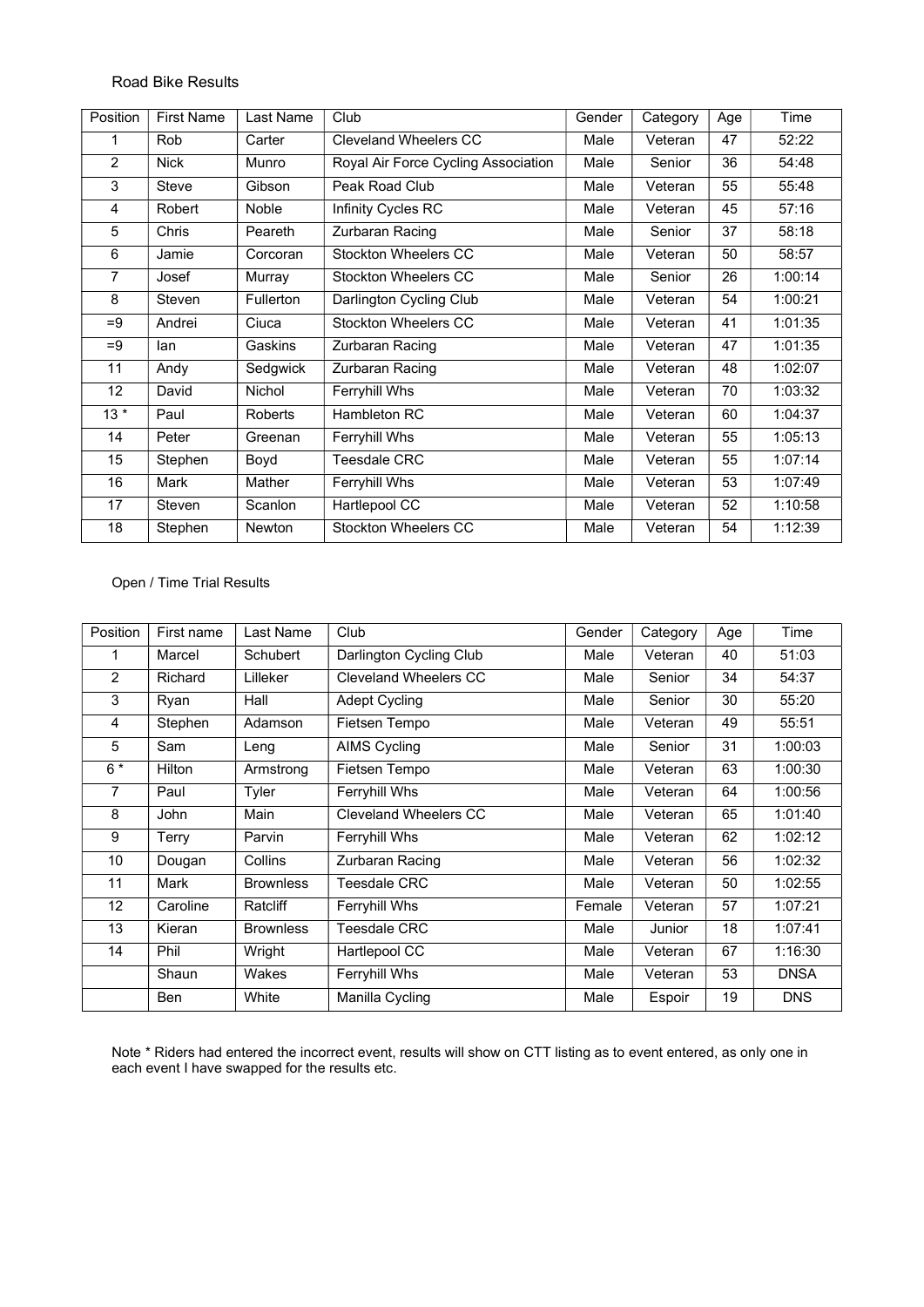Road Bike Results

| Position | First Name | Last Name | Club | Gender | Category | Age | Time |
|---|---|---|---|---|---|---|---|
| 1 | Rob | Carter | Cleveland Wheelers CC | Male | Veteran | 47 | 52:22 |
| 2 | Nick | Munro | Royal Air Force Cycling Association | Male | Senior | 36 | 54:48 |
| 3 | Steve | Gibson | Peak Road Club | Male | Veteran | 55 | 55:48 |
| 4 | Robert | Noble | Infinity Cycles RC | Male | Veteran | 45 | 57:16 |
| 5 | Chris | Peareth | Zurbaran Racing | Male | Senior | 37 | 58:18 |
| 6 | Jamie | Corcoran | Stockton Wheelers CC | Male | Veteran | 50 | 58:57 |
| 7 | Josef | Murray | Stockton Wheelers CC | Male | Senior | 26 | 1:00:14 |
| 8 | Steven | Fullerton | Darlington Cycling Club | Male | Veteran | 54 | 1:00:21 |
| =9 | Andrei | Ciuca | Stockton Wheelers CC | Male | Veteran | 41 | 1:01:35 |
| =9 | Ian | Gaskins | Zurbaran Racing | Male | Veteran | 47 | 1:01:35 |
| 11 | Andy | Sedgwick | Zurbaran Racing | Male | Veteran | 48 | 1:02:07 |
| 12 | David | Nichol | Ferryhill Whs | Male | Veteran | 70 | 1:03:32 |
| 13 * | Paul | Roberts | Hambleton RC | Male | Veteran | 60 | 1:04:37 |
| 14 | Peter | Greenan | Ferryhill Whs | Male | Veteran | 55 | 1:05:13 |
| 15 | Stephen | Boyd | Teesdale CRC | Male | Veteran | 55 | 1:07:14 |
| 16 | Mark | Mather | Ferryhill Whs | Male | Veteran | 53 | 1:07:49 |
| 17 | Steven | Scanlon | Hartlepool CC | Male | Veteran | 52 | 1:10:58 |
| 18 | Stephen | Newton | Stockton Wheelers CC | Male | Veteran | 54 | 1:12:39 |

Open / Time Trial Results

| Position | First name | Last Name | Club | Gender | Category | Age | Time |
|---|---|---|---|---|---|---|---|
| 1 | Marcel | Schubert | Darlington Cycling Club | Male | Veteran | 40 | 51:03 |
| 2 | Richard | Lilleker | Cleveland Wheelers CC | Male | Senior | 34 | 54:37 |
| 3 | Ryan | Hall | Adept Cycling | Male | Senior | 30 | 55:20 |
| 4 | Stephen | Adamson | Fietsen Tempo | Male | Veteran | 49 | 55:51 |
| 5 | Sam | Leng | AIMS Cycling | Male | Senior | 31 | 1:00:03 |
| 6 * | Hilton | Armstrong | Fietsen Tempo | Male | Veteran | 63 | 1:00:30 |
| 7 | Paul | Tyler | Ferryhill Whs | Male | Veteran | 64 | 1:00:56 |
| 8 | John | Main | Cleveland Wheelers CC | Male | Veteran | 65 | 1:01:40 |
| 9 | Terry | Parvin | Ferryhill Whs | Male | Veteran | 62 | 1:02:12 |
| 10 | Dougan | Collins | Zurbaran Racing | Male | Veteran | 56 | 1:02:32 |
| 11 | Mark | Brownless | Teesdale CRC | Male | Veteran | 50 | 1:02:55 |
| 12 | Caroline | Ratcliff | Ferryhill Whs | Female | Veteran | 57 | 1:07:21 |
| 13 | Kieran | Brownless | Teesdale CRC | Male | Junior | 18 | 1:07:41 |
| 14 | Phil | Wright | Hartlepool CC | Male | Veteran | 67 | 1:16:30 |
| | Shaun | Wakes | Ferryhill Whs | Male | Veteran | 53 | DNSA |
| | Ben | White | Manilla Cycling | Male | Espoir | 19 | DNS |

Note * Riders had entered the incorrect event, results will show on CTT listing as to event entered, as only one in each event I have swapped for the results etc.